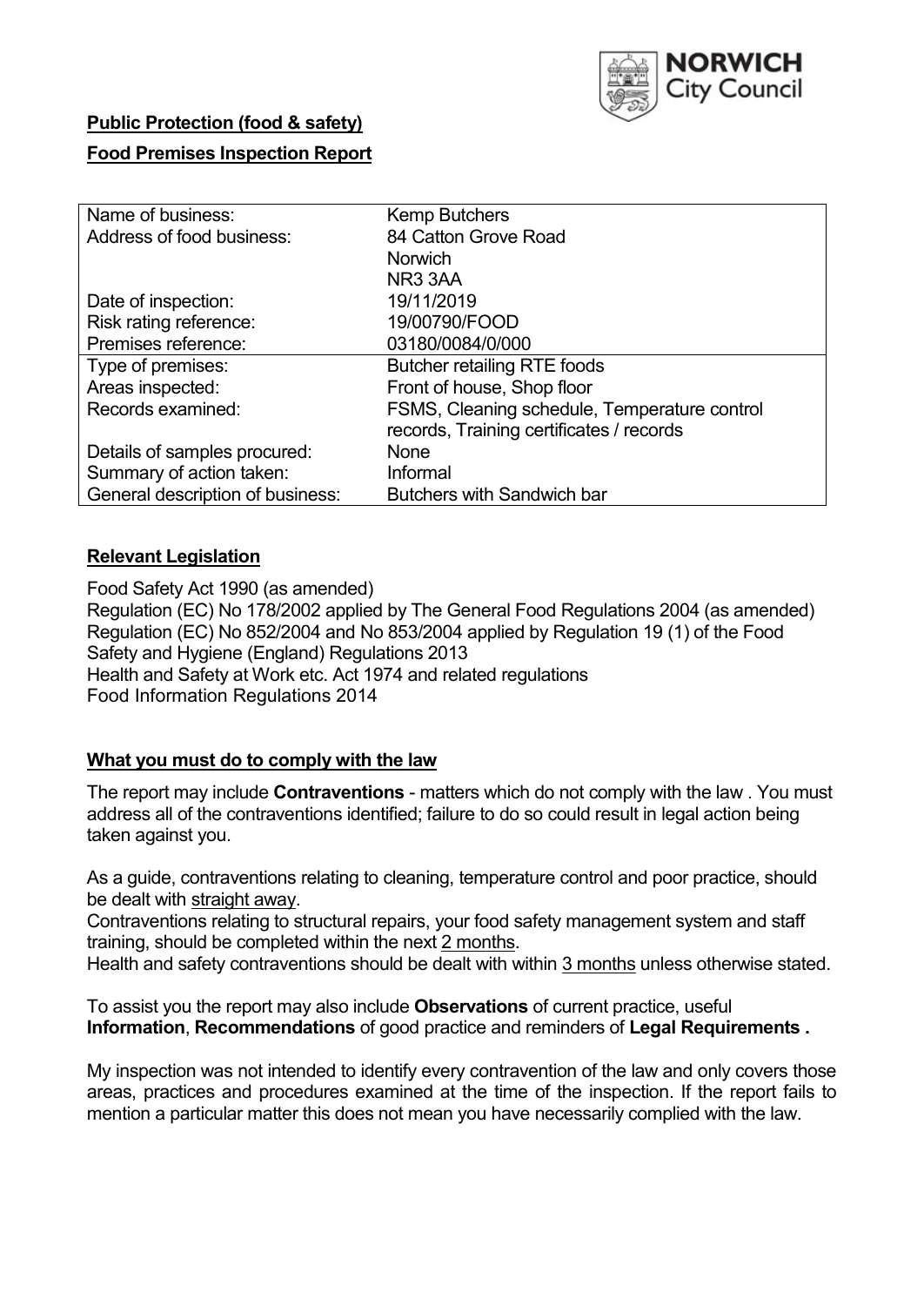**Public Protection (food & safety)**

**Food Premises Inspection Report**

| Name of business: | Kemp Butchers |
|---|---|
| Address of food business: | 84 Catton Grove Road<br>Norwich<br>NR3 3AA |
| Date of inspection: | 19/11/2019 |
| Risk rating reference: | 19/00790/FOOD |
| Premises reference: | 03180/0084/0/000 |
| Type of premises: | Butcher retailing RTE foods |
| Areas inspected: | Front of house, Shop floor |
| Records examined: | FSMS, Cleaning schedule, Temperature control records, Training certificates / records |
| Details of samples procured: | None |
| Summary of action taken: | Informal |
| General description of business: | Butchers with Sandwich bar |

## Relevant Legislation

Food Safety Act 1990 (as amended)
Regulation (EC) No 178/2002 applied by The General Food Regulations 2004 (as amended)
Regulation (EC) No 852/2004 and No 853/2004 applied by Regulation 19 (1) of the Food Safety and Hygiene (England) Regulations 2013
Health and Safety at Work etc. Act 1974 and related regulations
Food Information Regulations 2014

## What you must do to comply with the law

The report may include **Contraventions** - matters which do not comply with the law . You must address all of the contraventions identified; failure to do so could result in legal action being taken against you.

As a guide, contraventions relating to cleaning, temperature control and poor practice, should be dealt with straight away.
Contraventions relating to structural repairs, your food safety management system and staff training, should be completed within the next 2 months.
Health and safety contraventions should be dealt with within 3 months unless otherwise stated.

To assist you the report may also include **Observations** of current practice, useful **Information**, **Recommendations** of good practice and reminders of **Legal Requirements .**

My inspection was not intended to identify every contravention of the law and only covers those areas, practices and procedures examined at the time of the inspection. If the report fails to mention a particular matter this does not mean you have necessarily complied with the law.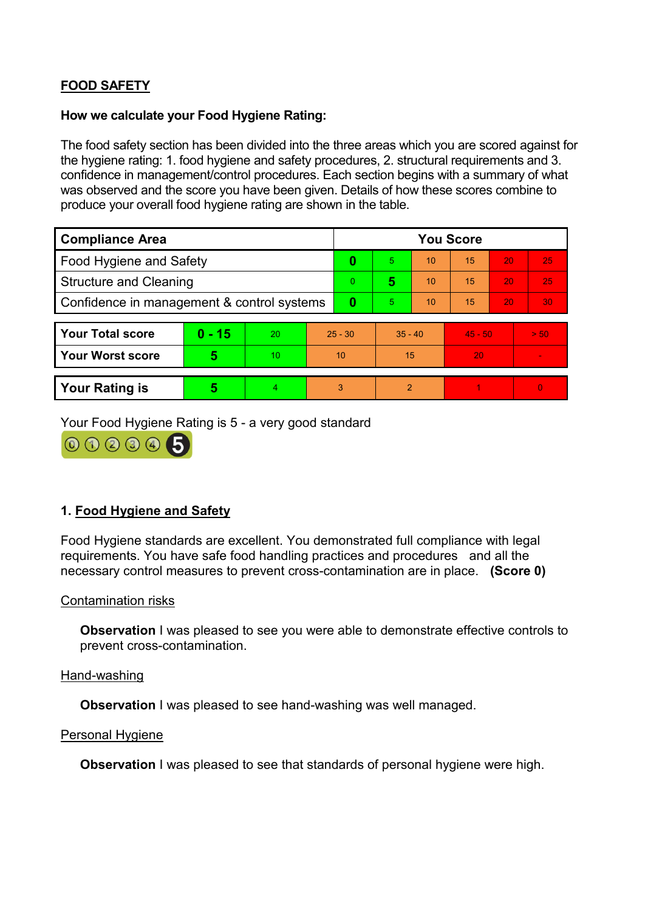## FOOD SAFETY

**How we calculate your Food Hygiene Rating:**

The food safety section has been divided into the three areas which you are scored against for the hygiene rating: 1. food hygiene and safety procedures, 2. structural requirements and 3. confidence in management/control procedures. Each section begins with a summary of what was observed and the score you have been given. Details of how these scores combine to produce your overall food hygiene rating are shown in the table.

| Compliance Area | You Score | | | | | |
|---|---|---|---|---|---|---|
| Food Hygiene and Safety | **0** | 5 | 10 | 15 | 20 | 25 |
| Structure and Cleaning | 0 | **5** | 10 | 15 | 20 | 25 |
| Confidence in management & control systems | **0** | 5 | 10 | 15 | 20 | 30 |

| | | | | | | |
|---|---|---|---|---|---|---|
| **Your Total score** | **0 - 15** | 20 | 25 - 30 | 35 - 40 | 45 - 50 | > 50 |
| **Your Worst score** | **5** | 10 | 10 | 15 | 20 | - |
| **Your Rating is** | **5** | 4 | 3 | 2 | 1 | 0 |

Your Food Hygiene Rating is 5 - a very good standard

### 1. Food Hygiene and Safety

Food Hygiene standards are excellent. You demonstrated full compliance with legal requirements. You have safe food handling practices and procedures and all the necessary control measures to prevent cross-contamination are in place. **(Score 0)**

Contamination risks

**Observation** I was pleased to see you were able to demonstrate effective controls to prevent cross-contamination.

Hand-washing

**Observation** I was pleased to see hand-washing was well managed.

Personal Hygiene

**Observation** I was pleased to see that standards of personal hygiene were high.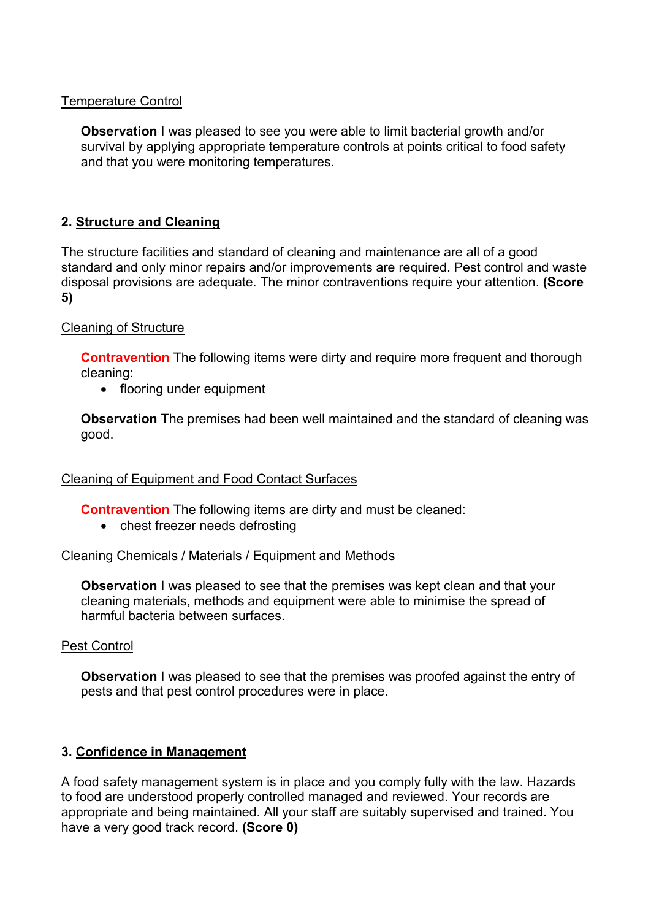Temperature Control

**Observation** I was pleased to see you were able to limit bacterial growth and/or survival by applying appropriate temperature controls at points critical to food safety and that you were monitoring temperatures.

## 2. Structure and Cleaning

The structure facilities and standard of cleaning and maintenance are all of a good standard and only minor repairs and/or improvements are required. Pest control and waste disposal provisions are adequate. The minor contraventions require your attention. **(Score 5)**

Cleaning of Structure

**Contravention** The following items were dirty and require more frequent and thorough cleaning:

- flooring under equipment

**Observation** The premises had been well maintained and the standard of cleaning was good.

Cleaning of Equipment and Food Contact Surfaces

**Contravention** The following items are dirty and must be cleaned:

- chest freezer needs defrosting

Cleaning Chemicals / Materials / Equipment and Methods

**Observation** I was pleased to see that the premises was kept clean and that your cleaning materials, methods and equipment were able to minimise the spread of harmful bacteria between surfaces.

Pest Control

**Observation** I was pleased to see that the premises was proofed against the entry of pests and that pest control procedures were in place.

## 3. Confidence in Management

A food safety management system is in place and you comply fully with the law. Hazards to food are understood properly controlled managed and reviewed. Your records are appropriate and being maintained. All your staff are suitably supervised and trained. You have a very good track record. **(Score 0)**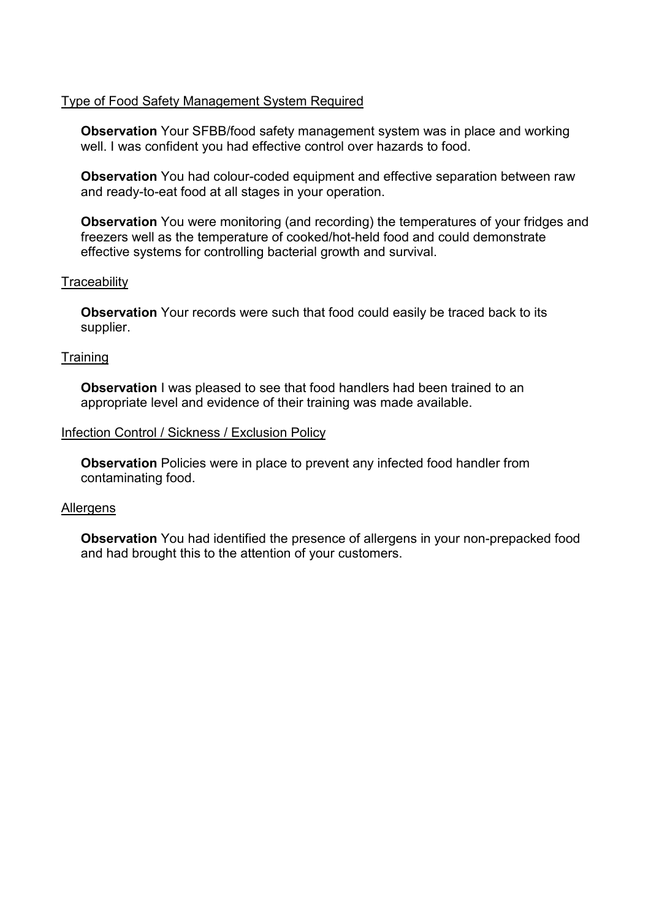## Type of Food Safety Management System Required

**Observation** Your SFBB/food safety management system was in place and working well. I was confident you had effective control over hazards to food.

**Observation** You had colour-coded equipment and effective separation between raw and ready-to-eat food at all stages in your operation.

**Observation** You were monitoring (and recording) the temperatures of your fridges and freezers well as the temperature of cooked/hot-held food and could demonstrate effective systems for controlling bacterial growth and survival.

## Traceability

**Observation** Your records were such that food could easily be traced back to its supplier.

## Training

**Observation** I was pleased to see that food handlers had been trained to an appropriate level and evidence of their training was made available.

## Infection Control / Sickness / Exclusion Policy

**Observation** Policies were in place to prevent any infected food handler from contaminating food.

## Allergens

**Observation** You had identified the presence of allergens in your non-prepacked food and had brought this to the attention of your customers.